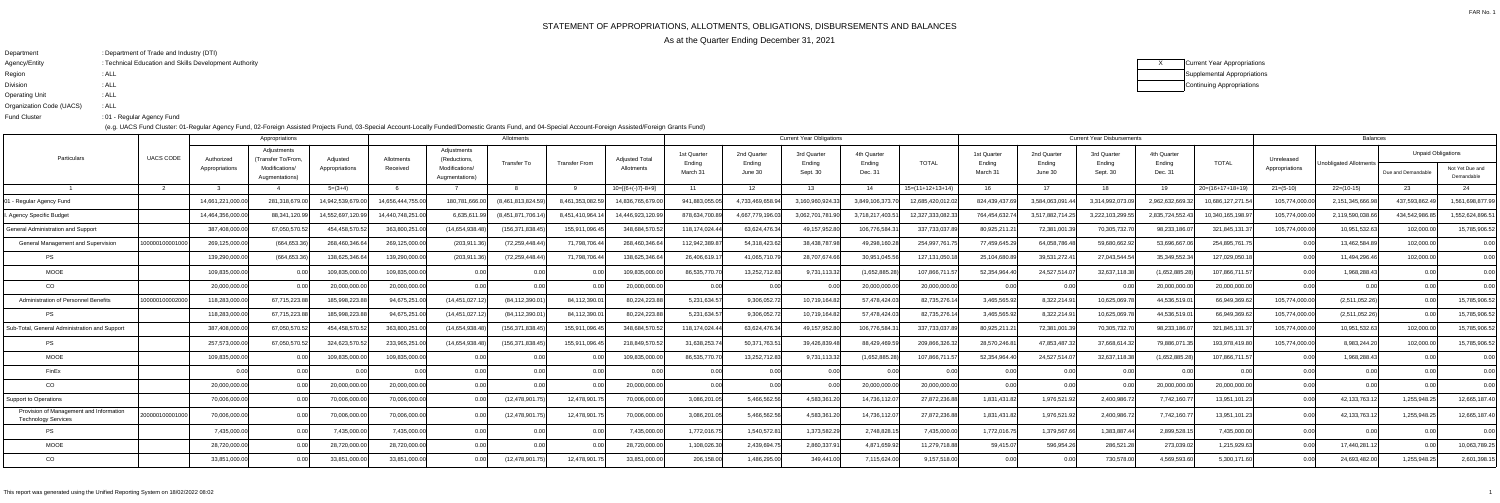# STATEMENT OF APPROPRIATIONS, ALLOTMENTS, OBLIGATIONS, DISBURSEMENTS AND BALANCES

As at the Quarter Ending December 31, 2021

| | | |
|---|---|---|
| X | | Current Year Appropriations |
| | | Supplemental Appropriations |
| | | Continuing Appropriations |

Department : Department of Trade and Industry (DTI)
Agency/Entity : Technical Education and Skills Development Authority
Region : ALL
Division : ALL
Operating Unit : ALL
Organization Code (UACS) : ALL
Fund Cluster : 01 - Regular Agency Fund

(e.g. UACS Fund Cluster: 01-Regular Agency Fund, 02-Foreign Assisted Projects Fund, 03-Special Account-Locally Funded/Domestic Grants Fund, and 04-Special Account-Foreign Assisted/Foreign Grants Fund)

| Particulars | UACS CODE | Appropriations | | | Allotments | | | | | Current Year Obligations | | | | | Current Year Disbursements | | | | | Balances | | | |
|---|---|---|---|---|---|---|---|---|---|---|---|---|---|---|---|---|---|---|---|---|---|---|---|
| | | Authorized Appropriations | Adjustments (Transfer To/From, Modifications/ Augmentations) | Adjusted Appropriations | Allotments Received | Adjustments (Reductions, Modifications/ Augmentations) | Transfer To | Transfer From | Adjusted Total Allotments | 1st Quarter Ending March 31 | 2nd Quarter Ending June 30 | 3rd Quarter Ending Sept. 30 | 4th Quarter Ending Dec. 31 | TOTAL | 1st Quarter Ending March 31 | 2nd Quarter Ending June 30 | 3rd Quarter Ending Sept. 30 | 4th Quarter Ending Dec. 31 | TOTAL | Unreleased Appropriations | Unobligated Allotments | Unpaid Obligations | |
| | | | | | | | | | | | | | | | | | | | | | | Due and Demandable | Not Yet Due and Demandable |
| 1 | 2 | 3 | 4 | 5=(3+4) | 6 | 7 | 8 | 9 | 10=[{6+(-)7}-8+9] | 11 | 12 | 13 | 14 | 15=(11+12+13+14) | 16 | 17 | 18 | 19 | 20=(16+17+18+19) | 21=(5-10) | 22=(10-15) | 23 | 24 |
| 01 - Regular Agency Fund | | 14,661,221,000.00 | 281,318,679.00 | 14,942,539,679.00 | 14,656,444,755.00 | 180,781,666.00 | (8,461,813,824.59) | 8,461,353,082.59 | 14,836,765,679.00 | 941,863,055.05 | 4,733,469,658.94 | 3,160,980,924.33 | 3,849,106,373.70 | 12,685,420,012.02 | 824,439,437.69 | 3,584,063,091.44 | 3,314,992,073.09 | 2,962,632,669.32 | 10,686,127,271.54 | 105,774,000.00 | 2,151,345,666.98 | 437,593,862.49 | 1,561,698,877.99 |
| I. Agency Specific Budget | | 14,464,356,000.00 | 88,341,120.99 | 14,552,697,120.99 | 14,440,748,251.00 | 6,635,611.99 | (8,451,871,706.14) | 8,451,410,964.14 | 14,446,923,120.99 | 878,634,700.69 | 4,667,779,196.03 | 3,062,701,781.90 | 3,718,217,403.51 | 12,327,333,082.33 | 764,454,632.74 | 3,517,862,714.25 | 3,222,103,299.55 | 2,835,724,552.43 | 10,340,165,198.97 | 105,774,000.00 | 2,119,590,038.66 | 434,542,986.85 | 1,552,624,896.51 |
| General Administration and Support | | 387,408,000.00 | 67,050,570.52 | 454,458,570.52 | 363,800,251.00 | (14,654,938.48) | (156,371,838.45) | 155,911,096.45 | 348,684,570.52 | 118,174,024.44 | 63,624,476.34 | 49,157,952.80 | 106,776,584.31 | 337,733,037.89 | 80,925,211.21 | 72,381,001.39 | 70,305,732.70 | 98,233,186.07 | 321,845,131.37 | 105,774,000.00 | 10,951,532.63 | 102,000.00 | 15,785,906.52 |
| General Management and Supervision | 100000100001000 | 269,125,000.00 | (664,653.36) | 268,460,346.64 | 269,125,000.00 | (203,911.36) | (72,259,448.44) | 71,798,706.44 | 268,460,346.64 | 112,942,389.87 | 54,318,423.62 | 38,438,787.98 | 49,298,160.28 | 254,997,761.75 | 77,459,645.29 | 64,058,786.48 | 59,680,662.92 | 53,696,667.06 | 254,895,761.75 | 0.00 | 13,462,584.89 | 102,000.00 | 0.00 |
| PS | | 139,290,000.00 | (664,653.36) | 138,625,346.64 | 139,290,000.00 | (203,911.36) | (72,259,448.44) | 71,798,706.44 | 138,625,346.64 | 26,406,619.17 | 41,065,710.79 | 28,707,674.66 | 30,951,045.56 | 127,131,050.18 | 25,104,680.89 | 39,531,272.41 | 27,043,544.54 | 35,349,552.34 | 127,029,050.18 | 0.00 | 11,494,296.46 | 102,000.00 | 0.00 |
| MOOE | | 109,835,000.00 | 0.00 | 109,835,000.00 | 109,835,000.00 | 0.00 | 0.00 | 0.00 | 109,835,000.00 | 86,535,770.70 | 13,252,712.83 | 9,731,113.32 | (1,652,885.28) | 107,866,711.57 | 52,354,964.40 | 24,527,514.07 | 32,637,118.38 | (1,652,885.28) | 107,866,711.57 | 0.00 | 1,968,288.43 | 0.00 | 0.00 |
| CO | | 20,000,000.00 | 0.00 | 20,000,000.00 | 20,000,000.00 | 0.00 | 0.00 | 0.00 | 20,000,000.00 | 0.00 | 0.00 | 0.00 | 20,000,000.00 | 20,000,000.00 | 0.00 | 0.00 | 0.00 | 20,000,000.00 | 20,000,000.00 | 0.00 | 0.00 | 0.00 | 0.00 |
| Administration of Personnel Benefits | 100000100002000 | 118,283,000.00 | 67,715,223.88 | 185,998,223.88 | 94,675,251.00 | (14,451,027.12) | (84,112,390.01) | 84,112,390.01 | 80,224,223.88 | 5,231,634.57 | 9,306,052.72 | 10,719,164.82 | 57,478,424.03 | 82,735,276.14 | 3,465,565.92 | 8,322,214.91 | 10,625,069.78 | 44,536,519.01 | 66,949,369.62 | 105,774,000.00 | (2,511,052.26) | 0.00 | 15,785,906.52 |
| PS | | 118,283,000.00 | 67,715,223.88 | 185,998,223.88 | 94,675,251.00 | (14,451,027.12) | (84,112,390.01) | 84,112,390.01 | 80,224,223.88 | 5,231,634.57 | 9,306,052.72 | 10,719,164.82 | 57,478,424.03 | 82,735,276.14 | 3,465,565.92 | 8,322,214.91 | 10,625,069.78 | 44,536,519.01 | 66,949,369.62 | 105,774,000.00 | (2,511,052.26) | 0.00 | 15,785,906.52 |
| Sub-Total, General Administration and Support | | 387,408,000.00 | 67,050,570.52 | 454,458,570.52 | 363,800,251.00 | (14,654,938.48) | (156,371,838.45) | 155,911,096.45 | 348,684,570.52 | 118,174,024.44 | 63,624,476.34 | 49,157,952.80 | 106,776,584.31 | 337,733,037.89 | 80,925,211.21 | 72,381,001.39 | 70,305,732.70 | 98,233,186.07 | 321,845,131.37 | 105,774,000.00 | 10,951,532.63 | 102,000.00 | 15,785,906.52 |
| PS | | 257,573,000.00 | 67,050,570.52 | 324,623,570.52 | 233,965,251.00 | (14,654,938.48) | (156,371,838.45) | 155,911,096.45 | 218,849,570.52 | 31,638,253.74 | 50,371,763.51 | 39,426,839.48 | 88,429,469.59 | 209,866,326.32 | 28,570,246.81 | 47,853,487.32 | 37,668,614.32 | 79,886,071.35 | 193,978,419.80 | 105,774,000.00 | 8,983,244.20 | 102,000.00 | 15,785,906.52 |
| MOOE | | 109,835,000.00 | 0.00 | 109,835,000.00 | 109,835,000.00 | 0.00 | 0.00 | 0.00 | 109,835,000.00 | 86,535,770.70 | 13,252,712.83 | 9,731,113.32 | (1,652,885.28) | 107,866,711.57 | 52,354,964.40 | 24,527,514.07 | 32,637,118.38 | (1,652,885.28) | 107,866,711.57 | 0.00 | 1,968,288.43 | 0.00 | 0.00 |
| FinEx | | 0.00 | 0.00 | 0.00 | 0.00 | 0.00 | 0.00 | 0.00 | 0.00 | 0.00 | 0.00 | 0.00 | 0.00 | 0.00 | 0.00 | 0.00 | 0.00 | 0.00 | 0.00 | 0.00 | 0.00 | 0.00 | 0.00 |
| CO | | 20,000,000.00 | 0.00 | 20,000,000.00 | 20,000,000.00 | 0.00 | 0.00 | 0.00 | 20,000,000.00 | 0.00 | 0.00 | 0.00 | 20,000,000.00 | 20,000,000.00 | 0.00 | 0.00 | 0.00 | 20,000,000.00 | 20,000,000.00 | 0.00 | 0.00 | 0.00 | 0.00 |
| Support to Operations | | 70,006,000.00 | 0.00 | 70,006,000.00 | 70,006,000.00 | 0.00 | (12,478,901.75) | 12,478,901.75 | 70,006,000.00 | 3,086,201.05 | 5,466,562.56 | 4,583,361.20 | 14,736,112.07 | 27,872,236.88 | 1,831,431.82 | 1,976,521.92 | 2,400,986.72 | 7,742,160.77 | 13,951,101.23 | 0.00 | 42,133,763.12 | 1,255,948.25 | 12,665,187.40 |
| Provision of Management and Information Technology Services | 200000100001000 | 70,006,000.00 | 0.00 | 70,006,000.00 | 70,006,000.00 | 0.00 | (12,478,901.75) | 12,478,901.75 | 70,006,000.00 | 3,086,201.05 | 5,466,562.56 | 4,583,361.20 | 14,736,112.07 | 27,872,236.88 | 1,831,431.82 | 1,976,521.92 | 2,400,986.72 | 7,742,160.77 | 13,951,101.23 | 0.00 | 42,133,763.12 | 1,255,948.25 | 12,665,187.40 |
| PS | | 7,435,000.00 | 0.00 | 7,435,000.00 | 7,435,000.00 | 0.00 | 0.00 | 0.00 | 7,435,000.00 | 1,772,016.75 | 1,540,572.81 | 1,373,582.29 | 2,748,828.15 | 7,435,000.00 | 1,772,016.75 | 1,379,567.66 | 1,383,887.44 | 2,899,528.15 | 7,435,000.00 | 0.00 | 0.00 | 0.00 | 0.00 |
| MOOE | | 28,720,000.00 | 0.00 | 28,720,000.00 | 28,720,000.00 | 0.00 | 0.00 | 0.00 | 28,720,000.00 | 1,108,026.30 | 2,439,694.75 | 2,860,337.91 | 4,871,659.92 | 11,279,718.88 | 59,415.07 | 596,954.26 | 286,521.28 | 273,039.02 | 1,215,929.63 | 0.00 | 17,440,281.12 | 0.00 | 10,063,789.25 |
| CO | | 33,851,000.00 | 0.00 | 33,851,000.00 | 33,851,000.00 | 0.00 | (12,478,901.75) | 12,478,901.75 | 33,851,000.00 | 206,158.00 | 1,486,295.00 | 349,441.00 | 7,115,624.00 | 9,157,518.00 | 0.00 | 0.00 | 730,578.00 | 4,569,593.60 | 5,300,171.60 | 0.00 | 24,693,482.00 | 1,255,948.25 | 2,601,398.15 |

This report was generated using the Unified Reporting System on 18/02/2022 08:02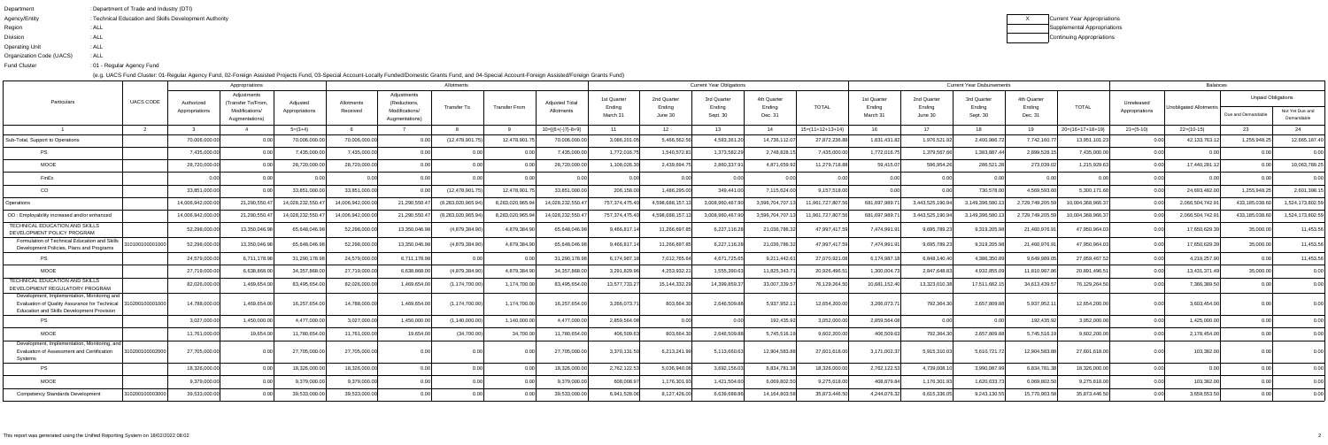Department : Department of Trade and Industry (DTI)
Agency/Entity : Technical Education and Skills Development Authority
Region : ALL
Division : ALL
Operating Unit : ALL
Organization Code (UACS) : ALL
Fund Cluster : 01 - Regular Agency Fund

X Current Year Appropriations
Supplemental Appropriations
Continuing Appropriations

(e.g. UACS Fund Cluster: 01-Regular Agency Fund, 02-Foreign Assisted Projects Fund, 03-Special Account-Locally Funded/Domestic Grants Fund, and 04-Special Account-Foreign Assisted/Foreign Grants Fund)

| Particulars | UACS CODE | Appropriations | | | Allotments | | | | | Current Year Obligations | | | | | Current Year Disbursements | | | | | Balances | | | |
|---|---|---|---|---|---|---|---|---|---|---|---|---|---|---|---|---|---|---|---|---|---|---|---|
| | | Authorized Appropriations | Adjustments (Transfer To/From, Modifications/ Augmentations) | Adjusted Appropriations | Allotments Received | Adjustments (Reductions, Modifications/ Augmentations) | Transfer To | Transfer From | Adjusted Total Allotments | 1st Quarter Ending March 31 | 2nd Quarter Ending June 30 | 3rd Quarter Ending Sept. 30 | 4th Quarter Ending Dec. 31 | TOTAL | 1st Quarter Ending March 31 | 2nd Quarter Ending June 30 | 3rd Quarter Ending Sept. 30 | 4th Quarter Ending Dec. 31 | TOTAL | Unreleased Appropriations | Unobligated Allotments | Unpaid Obligations | |
| | | | | | | | | | | | | | | | | | | | | | | Due and Demandable | Not Yet Due and Demandable |
| 1 | 2 | 3 | 4 | 5=(3+4) | 6 | 7 | 8 | 9 | 10=[{6+(-)7}-8+9] | 11 | 12 | 13 | 14 | 15=(11+12+13+14) | 16 | 17 | 18 | 19 | 20=(16+17+18+19) | 21=(5-10) | 22=(10-15) | 23 | 24 |
| Sub-Total, Support to Operations | | 70,006,000.00 | 0.00 | 70,006,000.00 | 70,006,000.00 | 0.00 | (12,478,901.75) | 12,478,901.75 | 70,006,000.00 | 3,086,201.05 | 5,466,582.58 | 4,583,361.20 | 14,736,112.07 | 27,872,236.88 | 1,831,431.82 | 1,976,521.92 | 2,400,986.72 | 7,742,160.77 | 13,951,101.23 | 0.00 | 42,133,763.12 | 1,255,948.25 | 12,665,187.40 |
| PS | | 7,435,000.00 | 0.00 | 7,435,000.00 | 7,435,000.00 | 0.00 | 0.00 | 0.00 | 7,435,000.00 | 1,772,016.75 | 1,540,572.61 | 1,373,582.29 | 2,748,828.15 | 7,435,000.00 | 1,772,016.75 | 1,379,567.60 | 1,383,887.44 | 2,899,528.15 | 7,435,000.00 | 0.00 | 0.00 | 0.00 | 0.00 |
| MOOE | | 28,720,000.00 | 0.00 | 28,720,000.00 | 28,720,000.00 | 0.00 | 0.00 | 0.00 | 28,720,000.00 | 1,108,026.30 | 2,439,694.75 | 2,860,337.91 | 4,871,659.92 | 11,279,718.88 | 59,415.07 | 596,954.26 | 286,521.28 | 273,039.02 | 1,215,929.63 | 0.00 | 17,440,281.12 | 0.00 | 10,063,789.25 |
| FinEx | | 0.00 | 0.00 | 0.00 | 0.00 | 0.00 | 0.00 | 0.00 | 0.00 | 0.00 | 0.00 | 0.00 | 0.00 | 0.00 | 0.00 | 0.00 | 0.00 | 0.00 | 0.00 | 0.00 | 0.00 | 0.00 | 0.00 |
| CO | | 33,851,000.00 | 0.00 | 33,851,000.00 | 33,851,000.00 | 0.00 | (12,478,901.75) | 12,478,901.75 | 33,851,000.00 | 206,158.00 | 1,486,295.00 | 349,441.00 | 7,115,624.00 | 9,157,518.00 | 0.00 | 0.00 | 730,578.00 | 4,569,593.60 | 5,300,171.60 | 0.00 | 24,693,482.00 | 1,255,948.25 | 2,601,398.15 |
| Operations | | 14,006,942,000.00 | 21,290,550.47 | 14,028,232,550.47 | 14,006,942,000.00 | 21,290,550.47 | (8,283,020,965.94) | 8,283,020,965.94 | 14,028,232,550.47 | 757,374,475.40 | 4,598,688,157.13 | 3,008,960,467.90 | 3,596,704,707.13 | 11,961,727,807.56 | 681,697,989.71 | 3,443,525,190.84 | 3,149,396,580.13 | 2,729,749,205.59 | 10,004,368,966.37 | 0.00 | 2,066,504,742.91 | 433,185,038.60 | 1,524,173,802.59 |
| OO : Employability increased and/or enhanced | | 14,006,942,000.00 | 21,290,550.47 | 14,028,232,550.47 | 14,006,942,000.00 | 21,290,550.47 | (8,283,020,965.94) | 8,283,020,965.94 | 14,028,232,550.47 | 757,374,475.40 | 4,598,688,157.13 | 3,008,960,467.90 | 3,596,704,707.13 | 11,961,727,807.56 | 681,697,989.71 | 3,443,525,190.84 | 3,149,396,580.13 | 2,729,749,205.59 | 10,004,368,966.37 | 0.00 | 2,066,504,742.91 | 433,185,038.60 | 1,524,173,802.59 |
| TECHNICAL EDUCATION AND SKILLS DEVELOPMENT POLICY PROGRAM | | 52,298,000.00 | 13,350,046.98 | 65,648,046.98 | 52,298,000.00 | 13,350,046.98 | (4,879,384.90) | 4,879,384.90 | 65,648,046.98 | 9,466,817.14 | 11,266,697.85 | 6,227,116.28 | 21,036,786.32 | 47,997,417.59 | 7,474,991.91 | 9,695,789.23 | 9,319,205.98 | 21,460,976.91 | 47,950,964.03 | 0.00 | 17,650,629.39 | 35,000.00 | 11,453.56 |
| Formulation of Technical Education and Skills Development Policies, Plans and Programs | 310100100001000 | 52,298,000.00 | 13,350,046.98 | 65,648,046.98 | 52,298,000.00 | 13,350,046.98 | (4,879,384.90) | 4,879,384.90 | 65,648,046.98 | 9,466,817.14 | 11,266,697.85 | 6,227,116.28 | 21,036,786.32 | 47,997,417.59 | 7,474,991.91 | 9,695,789.23 | 9,319,205.98 | 21,460,976.91 | 47,950,964.03 | 0.00 | 17,650,629.39 | 35,000.00 | 11,453.56 |
| PS | | 24,579,000.00 | 6,711,178.98 | 31,290,178.98 | 24,579,000.00 | 6,711,178.98 | 0.00 | 0.00 | 31,290,178.98 | 6,174,987.18 | 7,012,765.64 | 4,671,725.65 | 9,211,442.61 | 27,070,921.08 | 6,174,987.18 | 6,848,140.40 | 4,386,350.89 | 9,649,989.05 | 27,059,467.52 | 0.00 | 4,219,257.90 | 0.00 | 11,453.56 |
| MOOE | | 27,719,000.00 | 6,638,868.00 | 34,357,868.00 | 27,719,000.00 | 6,638,868.00 | (4,879,384.90) | 4,879,384.90 | 34,357,868.00 | 3,291,829.96 | 4,253,932.21 | 1,555,390.63 | 11,825,343.71 | 20,926,496.51 | 1,300,004.73 | 2,847,648.83 | 4,932,855.09 | 11,810,987.86 | 20,891,496.51 | 0.00 | 13,431,371.49 | 35,000.00 | 0.00 |
| TECHNICAL EDUCATION AND SKILLS DEVELOPMENT REGULATORY PROGRAM | | 82,026,000.00 | 1,469,654.00 | 83,495,654.00 | 82,026,000.00 | 1,469,654.00 | (1,174,700.00) | 1,174,700.00 | 83,495,654.00 | 13,577,733.27 | 15,144,332.29 | 14,399,859.37 | 33,007,339.57 | 76,129,264.50 | 10,681,152.40 | 13,323,010.38 | 17,511,662.15 | 34,613,439.57 | 76,129,264.50 | 0.00 | 7,366,389.50 | 0.00 | 0.00 |
| Development, Implementation, Monitoring and Evaluation of Quality Assurance for Technical Education and Skills Development Provision | 310200100001000 | 14,788,000.00 | 1,469,654.00 | 16,257,654.00 | 14,788,000.00 | 1,469,654.00 | (1,174,700.00) | 1,174,700.00 | 16,257,654.00 | 3,266,073.71 | 803,664.30 | 2,646,509.88 | 5,937,952.11 | 12,654,200.00 | 3,266,073.71 | 792,364.30 | 2,657,809.88 | 5,937,952.11 | 12,654,200.00 | 0.00 | 3,603,454.00 | 0.00 | 0.00 |
| PS | | 3,027,000.00 | 1,450,000.00 | 4,477,000.00 | 3,027,000.00 | 1,450,000.00 | (1,140,000.00) | 1,140,000.00 | 4,477,000.00 | 2,859,564.08 | 0.00 | 0.00 | 192,435.92 | 3,052,000.00 | 2,859,564.08 | 0.00 | 0.00 | 192,435.92 | 3,052,000.00 | 0.00 | 1,425,000.00 | 0.00 | 0.00 |
| MOOE | | 11,761,000.00 | 19,654.00 | 11,780,654.00 | 11,761,000.00 | 19,654.00 | (34,700.00) | 34,700.00 | 11,780,654.00 | 406,509.63 | 803,664.30 | 2,646,509.88 | 5,745,516.19 | 9,602,200.00 | 406,509.63 | 792,364.30 | 2,657,809.88 | 5,745,516.19 | 9,602,200.00 | 0.00 | 2,178,454.00 | 0.00 | 0.00 |
| Development, Implementation, Monitoring, and Evaluation of Assessment and Certification Systems | 310200100002000 | 27,705,000.00 | 0.00 | 27,705,000.00 | 27,705,000.00 | 0.00 | 0.00 | 0.00 | 27,705,000.00 | 3,370,131.50 | 6,213,241.99 | 5,113,660.63 | 12,904,583.88 | 27,601,618.00 | 3,171,002.37 | 5,915,310.03 | 5,610,721.72 | 12,904,583.88 | 27,601,618.00 | 0.00 | 103,382.00 | 0.00 | 0.00 |
| PS | | 18,326,000.00 | 0.00 | 18,326,000.00 | 18,326,000.00 | 0.00 | 0.00 | 0.00 | 18,326,000.00 | 2,762,122.53 | 5,036,940.06 | 3,692,156.03 | 6,834,781.38 | 18,326,000.00 | 2,762,122.53 | 4,739,008.10 | 3,990,087.99 | 6,834,781.38 | 18,326,000.00 | 0.00 | 0.00 | 0.00 | 0.00 |
| MOOE | | 9,379,000.00 | 0.00 | 9,379,000.00 | 9,379,000.00 | 0.00 | 0.00 | 0.00 | 9,379,000.00 | 608,008.97 | 1,176,301.93 | 1,421,504.60 | 6,069,802.50 | 9,275,618.00 | 408,879.84 | 1,176,301.93 | 1,620,633.73 | 6,069,802.50 | 9,275,618.00 | 0.00 | 103,382.00 | 0.00 | 0.00 |
| Competency Standards Development | 310200100003000 | 39,533,000.00 | 0.00 | 39,533,000.00 | 39,533,000.00 | 0.00 | 0.00 | 0.00 | 39,533,000.00 | 6,941,528.06 | 8,127,426.00 | 6,639,688.86 | 14,164,803.58 | 35,873,446.50 | 4,244,076.32 | 6,615,336.05 | 9,243,130.55 | 15,770,903.58 | 35,873,446.50 | 0.00 | 3,659,553.50 | 0.00 | 0.00 |

This report was generated using the Unified Reporting System on 18/02/2022 08:02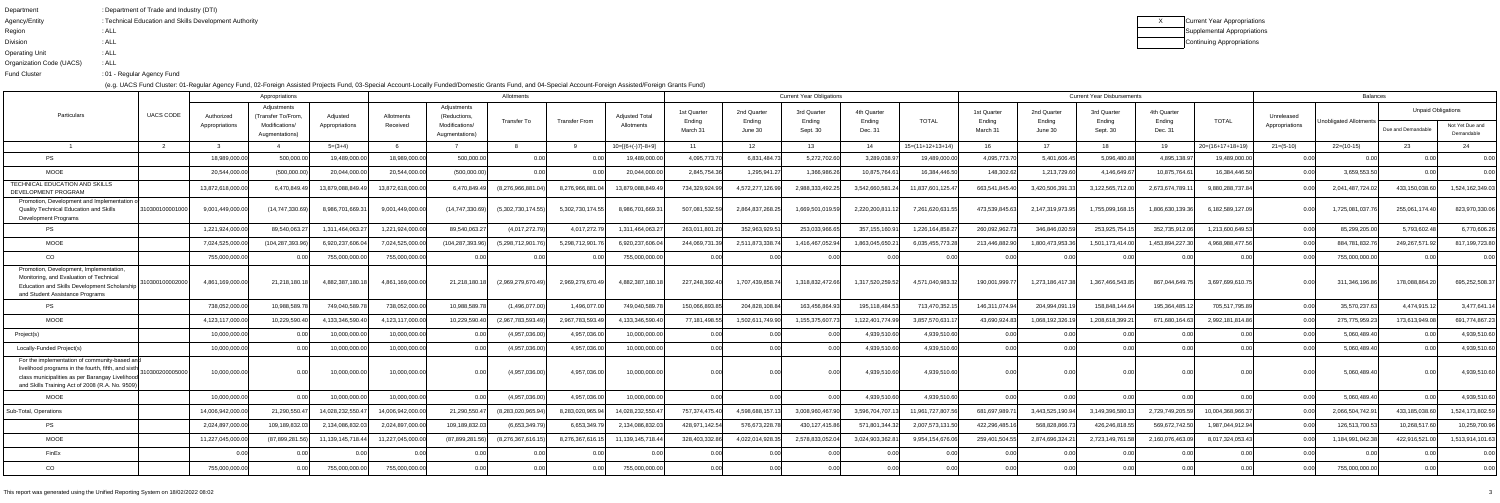Department : Department of Trade and Industry (DTI)
Agency/Entity : Technical Education and Skills Development Authority
Region : ALL
Division : ALL
Operating Unit : ALL
Organization Code (UACS) : ALL
Fund Cluster : 01 - Regular Agency Fund

X Current Year Appropriations
Supplemental Appropriations
Continuing Appropriations

(e.g. UACS Fund Cluster: 01-Regular Agency Fund, 02-Foreign Assisted Projects Fund, 03-Special Account-Locally Funded/Domestic Grants Fund, and 04-Special Account-Foreign Assisted/Foreign Grants Fund)

| Particulars | UACS CODE | Appropriations | | | Allotments | | | | | Current Year Obligations | | | | | Current Year Disbursements | | | | | Balances | | | |
|---|---|---|---|---|---|---|---|---|---|---|---|---|---|---|---|---|---|---|---|---|---|---|---|
| | | Authorized Appropriations | Adjustments (Transfer To/From, Modifications/ Augmentations) | Adjusted Appropriations | Allotments Received | Adjustments (Reductions, Modifications/ Augmentations) | Transfer To | Transfer From | Adjusted Total Allotments | 1st Quarter Ending March 31 | 2nd Quarter Ending June 30 | 3rd Quarter Ending Sept. 30 | 4th Quarter Ending Dec. 31 | TOTAL | 1st Quarter Ending March 31 | 2nd Quarter Ending June 30 | 3rd Quarter Ending Sept. 30 | 4th Quarter Ending Dec. 31 | TOTAL | Unreleased Appropriations | Unobligated Allotments | Unpaid Obligations | |
| | | | | | | | | | | | | | | | | | | | | | | Due and Demandable | Not Yet Due and Demandable |
| 1 | 2 | 3 | 4 | 5=(3+4) | 6 | 7 | 8 | 9 | 10=[{6+(-)7}-8+9] | 11 | 12 | 13 | 14 | 15=(11+12+13+14) | 16 | 17 | 18 | 19 | 20=(16+17+18+19) | 21=(5-10) | 22=(10-15) | 23 | 24 |
| PS | | 18,989,000.00 | 500,000.00 | 19,489,000.00 | 18,989,000.00 | 500,000.00 | 0.00 | 0.00 | 19,489,000.00 | 4,095,773.70 | 6,831,484.73 | 5,272,702.60 | 3,289,038.97 | 19,489,000.00 | 4,095,773.70 | 5,401,606.45 | 5,096,480.88 | 4,895,138.97 | 19,489,000.00 | 0.00 | 0.00 | 0.00 | 0.00 |
| MOOE | | 20,544,000.00 | (500,000.00) | 20,044,000.00 | 20,544,000.00 | (500,000.00) | 0.00 | 0.00 | 20,044,000.00 | 2,845,754.36 | 1,295,941.27 | 1,366,986.26 | 10,875,764.61 | 16,384,446.50 | 148,302.62 | 1,213,729.60 | 4,146,649.67 | 10,875,764.61 | 16,384,446.50 | 0.00 | 3,659,553.50 | 0.00 | 0.00 |
| TECHNICAL EDUCATION AND SKILLS DEVELOPMENT PROGRAM | | 13,872,618,000.00 | 6,470,849.49 | 13,879,088,849.49 | 13,872,618,000.00 | 6,470,849.49 | (8,276,966,881.04) | 8,276,966,881.04 | 13,879,088,849.49 | 734,329,924.99 | 4,572,277,126.99 | 2,988,333,492.25 | 3,542,660,581.24 | 11,837,601,125.47 | 663,541,845.40 | 3,420,506,391.33 | 3,122,565,712.00 | 2,673,674,789.11 | 9,880,288,737.84 | 0.00 | 2,041,487,724.02 | 433,150,038.60 | 1,524,162,349.03 |
| Promotion, Development and Implementation of Quality Technical Education and Skills Development Programs | 310300100001000 | 9,001,449,000.00 | (14,747,330.69) | 8,986,701,669.31 | 9,001,449,000.00 | (14,747,330.69) | (5,302,730,174.55) | 5,302,730,174.55 | 8,986,701,669.31 | 507,081,532.59 | 2,864,837,268.25 | 1,669,501,019.59 | 2,220,200,811.12 | 7,261,620,631.55 | 473,539,845.63 | 2,147,319,973.95 | 1,755,099,168.15 | 1,806,630,139.36 | 6,182,589,127.09 | 0.00 | 1,725,081,037.76 | 255,061,174.40 | 823,970,330.06 |
| PS | | 1,221,924,000.00 | 89,540,063.27 | 1,311,464,063.27 | 1,221,924,000.00 | 89,540,063.27 | (4,017,272.79) | 4,017,272.79 | 1,311,464,063.27 | 263,011,801.20 | 352,963,929.51 | 253,030,966.65 | 357,155,160.91 | 1,226,164,858.27 | 260,092,962.73 | 346,946,020.59 | 253,925,754.15 | 352,735,912.06 | 1,213,600,649.53 | 0.00 | 85,299,205.00 | 5,793,602.48 | 6,770,606.26 |
| MOOE | | 7,024,525,000.00 | (104,287,393.96) | 6,920,237,606.04 | 7,024,525,000.00 | (104,287,393.96) | (5,298,712,901.76) | 5,298,712,901.76 | 6,920,237,606.04 | 244,069,731.39 | 2,511,873,338.74 | 1,416,467,052.94 | 1,863,045,650.21 | 6,035,455,773.28 | 213,446,882.90 | 1,800,473,953.36 | 1,501,173,414.00 | 1,453,894,227.30 | 4,968,988,477.56 | 0.00 | 884,781,832.76 | 249,267,571.92 | 817,199,723.80 |
| CO | | 755,000,000.00 | 0.00 | 755,000,000.00 | 755,000,000.00 | 0.00 | 0.00 | 0.00 | 755,000,000.00 | 0.00 | 0.00 | 0.00 | 0.00 | 0.00 | 0.00 | 0.00 | 0.00 | 0.00 | 0.00 | 0.00 | 755,000,000.00 | 0.00 | 0.00 |
| Promotion, Development, Implementation, Monitoring, and Evaluation of Technical Education and Skills Development Scholarship and Student Assistance Programs | 310300100002000 | 4,861,169,000.00 | 21,218,180.18 | 4,882,387,180.18 | 4,861,169,000.00 | 21,218,180.18 | (2,969,279,670.49) | 2,969,279,670.49 | 4,882,387,180.18 | 227,248,392.40 | 1,707,439,858.74 | 1,318,832,472.66 | 1,317,520,259.52 | 4,571,040,983.32 | 190,001,999.77 | 1,273,186,417.38 | 1,367,466,543.85 | 867,044,649.75 | 3,697,699,610.75 | 0.00 | 311,346,196.86 | 178,088,864.20 | 695,252,508.37 |
| PS | | 738,052,000.00 | 10,988,589.78 | 749,040,589.78 | 738,052,000.00 | 10,988,589.78 | (1,496,077.00) | 1,496,077.00 | 749,040,589.78 | 150,066,893.65 | 204,828,108.84 | 163,456,864.93 | 195,118,484.53 | 713,470,352.15 | 146,311,074.94 | 204,994,091.19 | 158,848,144.64 | 195,364,485.12 | 705,517,795.89 | 0.00 | 35,570,237.63 | 4,474,915.12 | 3,477,641.14 |
| MOOE | | 4,123,117,000.00 | 10,229,590.40 | 4,133,346,590.40 | 4,123,117,000.00 | 10,229,590.40 | (2,967,783,593.49) | 2,967,783,593.49 | 4,133,346,590.40 | 77,181,498.55 | 1,502,611,749.90 | 1,155,375,607.73 | 1,122,401,774.99 | 3,857,570,631.17 | 43,690,924.83 | 1,068,192,326.19 | 1,208,618,399.21 | 671,680,164.63 | 2,992,181,814.86 | 0.00 | 275,775,959.23 | 173,613,949.08 | 691,774,867.23 |
| Project(s) | | 10,000,000.00 | 0.00 | 10,000,000.00 | 10,000,000.00 | 0.00 | (4,957,036.00) | 4,957,036.00 | 10,000,000.00 | 0.00 | 0.00 | 0.00 | 4,939,510.60 | 4,939,510.60 | 0.00 | 0.00 | 0.00 | 0.00 | 0.00 | 0.00 | 5,060,489.40 | 0.00 | 4,939,510.60 |
| Locally-Funded Project(s) | | 10,000,000.00 | 0.00 | 10,000,000.00 | 10,000,000.00 | 0.00 | (4,957,036.00) | 4,957,036.00 | 10,000,000.00 | 0.00 | 0.00 | 0.00 | 4,939,510.60 | 4,939,510.60 | 0.00 | 0.00 | 0.00 | 0.00 | 0.00 | 0.00 | 5,060,489.40 | 0.00 | 4,939,510.60 |
| For the implementation of community-based and livelihood programs in the fourth, fifth, and sixth class municipalities as per Barangay Livelihood and Skills Training Act of 2008 (R.A. No. 9509) | 310300200005000 | 10,000,000.00 | 0.00 | 10,000,000.00 | 10,000,000.00 | 0.00 | (4,957,036.00) | 4,957,036.00 | 10,000,000.00 | 0.00 | 0.00 | 0.00 | 4,939,510.60 | 4,939,510.60 | 0.00 | 0.00 | 0.00 | 0.00 | 0.00 | 0.00 | 5,060,489.40 | 0.00 | 4,939,510.60 |
| MOOE | | 10,000,000.00 | 0.00 | 10,000,000.00 | 10,000,000.00 | 0.00 | (4,957,036.00) | 4,957,036.00 | 10,000,000.00 | 0.00 | 0.00 | 0.00 | 4,939,510.60 | 4,939,510.60 | 0.00 | 0.00 | 0.00 | 0.00 | 0.00 | 0.00 | 5,060,489.40 | 0.00 | 4,939,510.60 |
| Sub-Total, Operations | | 14,006,942,000.00 | 21,290,550.47 | 14,028,232,550.47 | 14,006,942,000.00 | 21,290,550.47 | (8,283,020,965.94) | 8,283,020,965.94 | 14,028,232,550.47 | 757,374,475.40 | 4,598,688,157.13 | 3,009,960,407.90 | 3,596,704,707.13 | 11,961,727,807.56 | 681,697,989.71 | 3,443,525,190.84 | 3,149,396,580.13 | 2,729,749,205.59 | 10,004,368,966.37 | 0.00 | 2,066,504,742.91 | 433,185,038.60 | 1,524,173,802.59 |
| PS | | 2,024,897,000.00 | 109,189,832.03 | 2,134,086,832.03 | 2,024,897,000.00 | 109,189,832.03 | (6,653,349.79) | 6,653,349.79 | 2,134,086,832.03 | 428,971,142.54 | 576,673,228.78 | 430,127,415.86 | 571,801,344.32 | 2,007,573,131.50 | 422,296,485.16 | 568,828,866.73 | 426,246,818.55 | 569,672,742.50 | 1,987,044,912.94 | 0.00 | 126,513,700.53 | 10,268,517.60 | 10,259,700.96 |
| MOOE | | 11,227,045,000.00 | (87,899,281.56) | 11,139,145,718.44 | 11,227,045,000.00 | (87,899,281.56) | (8,276,367,616.15) | 8,276,367,616.15 | 11,139,145,718.44 | 328,403,332.86 | 4,022,014,928.35 | 2,578,833,052.04 | 3,024,903,362.81 | 9,954,154,676.06 | 259,401,504.55 | 2,874,696,324.21 | 2,723,149,761.58 | 2,160,076,463.09 | 8,017,324,053.43 | 0.00 | 1,184,991,042.38 | 422,916,521.00 | 1,513,914,101.63 |
| FinEx | | 0.00 | 0.00 | 0.00 | 0.00 | 0.00 | 0.00 | 0.00 | 0.00 | 0.00 | 0.00 | 0.00 | 0.00 | 0.00 | 0.00 | 0.00 | 0.00 | 0.00 | 0.00 | 0.00 | 0.00 | 0.00 | 0.00 |
| CO | | 755,000,000.00 | 0.00 | 755,000,000.00 | 755,000,000.00 | 0.00 | 0.00 | 0.00 | 755,000,000.00 | 0.00 | 0.00 | 0.00 | 0.00 | 0.00 | 0.00 | 0.00 | 0.00 | 0.00 | 0.00 | 0.00 | 755,000,000.00 | 0.00 | 0.00 |

This report was generated using the Unified Reporting System on 18/02/2022 08:02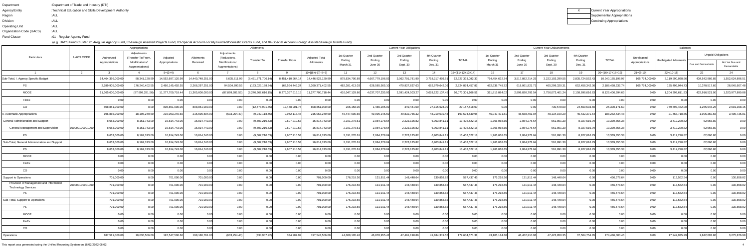Department : Department of Trade and Industry (DTI)
Agency/Entity : Technical Education and Skills Development Authority
Region : ALL
Division : ALL
Operating Unit : ALL
Organization Code (UACS) : ALL
Fund Cluster : 01 - Regular Agency Fund

| X | Current Year Appropriations |
|---|---|
| | Supplemental Appropriations |
| | Continuing Appropriations |

(e.g. UACS Fund Cluster: 01-Regular Agency Fund, 02-Foreign Assisted Projects Fund, 03-Special Account-Locally Funded/Domestic Grants Fund, and 04-Special Account-Foreign Assisted/Foreign Grants Fund)

| Particulars | UACS CODE | Appropriations | | | Allotments | | | | | Current Year Obligations | | | | | Current Year Disbursements | | | | | Balances | | | |
|---|---|---|---|---|---|---|---|---|---|---|---|---|---|---|---|---|---|---|---|---|---|---|---|
| | | Authorized Appropriations | Adjustments (Transfer To/From, Modifications/ Augmentations) | Adjusted Appropriations | Allotments Received | Adjustments (Reductions, Modifications/ Augmentations) | Transfer To | Transfer From | Adjusted Total Allotments | 1st Quarter Ending March 31 | 2nd Quarter Ending June 30 | 3rd Quarter Ending Sept. 30 | 4th Quarter Ending Dec. 31 | TOTAL | 1st Quarter Ending March 31 | 2nd Quarter Ending June 30 | 3rd Quarter Ending Sept. 30 | 4th Quarter Ending Dec. 31 | TOTAL | Unreleased Appropriations | Unobligated Allotments | Unpaid Obligations | |
| | | | | | | | | | | | | | | | | | | | | | | Due and Demandable | Not Yet Due and Demandable |
| 1 | 2 | 3 | 4 | 5=(3+4) | 6 | 7 | 8 | 9 | 10=[{6+(-)7}-8+9] | 11 | 12 | 13 | 14 | 15=(11+12+13+14) | 16 | 17 | 18 | 19 | 20=(16+17+18+19) | 21=(5-10) | 22=(10-15) | 23 | 24 |
| Sub-Total, I. Agency Specific Budget | | 14,464,356,000.00 | 88,341,120.99 | 14,552,697,120.99 | 14,440,748,251.00 | 6,635,611.99 | (8,451,871,706.14) | 8,451,410,964.14 | 14,446,923,120.99 | 878,634,700.89 | 4,667,779,196.03 | 3,062,701,781.90 | 3,718,217,403.51 | 12,327,333,082.33 | 764,454,632.74 | 3,517,882,714.25 | 3,222,103,299.55 | 2,835,724,552.43 | 10,340,165,198.97 | 105,774,000.00 | 2,119,590,038.66 | 434,542,986.65 | 1,552,624,896.51 |
| PS | | 2,289,905,000.00 | 176,240,402.55 | 2,466,145,402.55 | 2,266,297,251.00 | 94,534,893.55 | (163,025,188.24) | 162,564,446.24 | 2,360,371,402.55 | 462,381,413.03 | 628,585,565.10 | 470,927,837.63 | 662,979,642.06 | 2,224,874,457.82 | 452,638,748.72 | 618,661,921.71 | 465,299,320.31 | 652,458,242.00 | 2,189,458,232.74 | 105,774,000.00 | 135,496,944.73 | 10,370,517.60 | 25,045,607.48 |
| MOOE | | 11,365,600,000.00 | (87,899,281.56) | 11,277,700,718.44 | 11,365,600,000.00 | (87,899,281.56) | (8,276,367,616.15) | 8,276,367,616.15 | 11,277,700,718.44 | 416,047,129.86 | 4,037,707,335.93 | 2,591,424,503.27 | 3,028,122,137.45 | 10,073,301,106.51 | 311,815,884.02 | 2,899,820,792.54 | 2,756,073,401.24 | 2,158,696,616.83 | 8,126,406,694.63 | 0.00 | 1,204,399,611.93 | 422,916,521.00 | 1,523,977,890.88 |
| FinEx | | 0.00 | 0.00 | 0.00 | 0.00 | 0.00 | 0.00 | 0.00 | 0.00 | 0.00 | 0.00 | 0.00 | 0.00 | 0.00 | 0.00 | 0.00 | 0.00 | 0.00 | 0.00 | 0.00 | 0.00 | 0.00 | 0.00 |
| CO | | 808,851,000.00 | 0.00 | 808,851,000.00 | 808,851,000.00 | 0.00 | (12,478,901.75) | 12,478,901.75 | 808,851,000.00 | 206,158.00 | 1,486,295.00 | 349,441.00 | 27,115,624.00 | 29,157,518.00 | 0.00 | 0.00 | 730,578.00 | 24,569,593.60 | 25,300,171.60 | 0.00 | 779,693,482.00 | 1,255,948.25 | 2,601,398.15 |
| II. Automatic Appropriations | | 196,865,000.00 | 18,198,249.60 | 215,063,249.60 | 215,696,504.00 | (633,254.40) | (9,942,118.45) | 9,942,118.45 | 215,063,249.60 | 46,447,600.65 | 49,095,145.50 | 49,832,765.32 | 48,219,019.48 | 193,594,530.95 | 45,047,471.51 | 48,668,401.04 | 48,134,190.29 | 46,432,371.64 | 188,282,434.48 | 0.00 | 21,468,718.65 | 1,905,360.66 | 3,406,735.81 |
| General Administration and Support | | 8,653,000.00 | 8,161,743.00 | 16,814,743.00 | 16,814,743.00 | 0.00 | (9,607,210.53) | 9,607,210.53 | 16,814,743.00 | 2,191,276.61 | 2,084,278.64 | 2,223,125.82 | 6,903,841.11 | 13,402,522.18 | 1,766,068.65 | 2,084,278.64 | 561,891.30 | 8,927,616.79 | 13,339,855.38 | 0.00 | 3,412,220.82 | 62,666.80 | 0.00 |
| General Management and Supervision | 100000100001000 | 8,653,000.00 | 8,161,743.00 | 16,814,743.00 | 16,814,743.00 | 0.00 | (9,607,210.53) | 9,607,210.53 | 16,814,743.00 | 2,191,276.61 | 2,084,278.64 | 2,223,125.82 | 6,903,841.11 | 13,402,522.18 | 1,766,068.65 | 2,084,278.64 | 561,891.30 | 8,927,616.79 | 13,339,855.38 | 0.00 | 3,412,220.82 | 62,666.80 | 0.00 |
| PS | | 8,653,000.00 | 8,161,743.00 | 16,814,743.00 | 16,814,743.00 | 0.00 | (9,607,210.53) | 9,607,210.53 | 16,814,743.00 | 2,191,276.61 | 2,084,278.64 | 2,223,125.82 | 6,903,841.11 | 13,402,522.18 | 1,766,068.65 | 2,084,278.64 | 561,891.30 | 8,927,616.79 | 13,339,855.38 | 0.00 | 3,412,220.82 | 62,666.80 | 0.00 |
| Sub-Total, General Administration and Support | | 8,653,000.00 | 8,161,743.00 | 16,814,743.00 | 16,814,743.00 | 0.00 | (9,607,210.53) | 9,607,210.53 | 16,814,743.00 | 2,191,276.61 | 2,084,278.64 | 2,223,125.82 | 6,903,841.11 | 13,402,522.18 | 1,766,068.65 | 2,084,278.64 | 561,891.30 | 8,927,616.79 | 13,339,855.38 | 0.00 | 3,412,220.82 | 62,666.80 | 0.00 |
| PS | | 8,653,000.00 | 8,161,743.00 | 16,814,743.00 | 16,814,743.00 | 0.00 | (9,607,210.53) | 9,607,210.53 | 16,814,743.00 | 2,191,276.61 | 2,084,278.64 | 2,223,125.82 | 6,903,841.11 | 13,402,522.18 | 1,766,068.65 | 2,084,278.64 | 561,891.30 | 8,927,616.79 | 13,339,855.38 | 0.00 | 3,412,220.82 | 62,666.80 | 0.00 |
| MOOE | | 0.00 | 0.00 | 0.00 | 0.00 | 0.00 | 0.00 | 0.00 | 0.00 | 0.00 | 0.00 | 0.00 | 0.00 | 0.00 | 0.00 | 0.00 | 0.00 | 0.00 | 0.00 | 0.00 | 0.00 | 0.00 | 0.00 |
| FinEx | | 0.00 | 0.00 | 0.00 | 0.00 | 0.00 | 0.00 | 0.00 | 0.00 | 0.00 | 0.00 | 0.00 | 0.00 | 0.00 | 0.00 | 0.00 | 0.00 | 0.00 | 0.00 | 0.00 | 0.00 | 0.00 | 0.00 |
| CO | | 0.00 | 0.00 | 0.00 | 0.00 | 0.00 | 0.00 | 0.00 | 0.00 | 0.00 | 0.00 | 0.00 | 0.00 | 0.00 | 0.00 | 0.00 | 0.00 | 0.00 | 0.00 | 0.00 | 0.00 | 0.00 | 0.00 |
| Support to Operations | | 701,000.00 | 0.00 | 701,000.00 | 701,000.00 | 0.00 | 0.00 | 0.00 | 701,000.00 | 176,218.56 | 131,911.44 | 148,448.64 | 130,858.82 | 587,437.46 | 176,218.56 | 131,911.44 | 148,448.64 | 0.00 | 456,578.64 | 0.00 | 113,562.54 | 0.00 | 130,858.82 |
| Provision of Management and Information Technology Services | 200000100001000 | 701,000.00 | 0.00 | 701,000.00 | 701,000.00 | 0.00 | 0.00 | 0.00 | 701,000.00 | 176,218.56 | 131,911.44 | 148,448.64 | 130,858.82 | 587,437.46 | 176,218.56 | 131,911.44 | 148,448.64 | 0.00 | 456,578.64 | 0.00 | 113,562.54 | 0.00 | 130,858.82 |
| PS | | 701,000.00 | 0.00 | 701,000.00 | 701,000.00 | 0.00 | 0.00 | 0.00 | 701,000.00 | 176,218.56 | 131,911.44 | 148,448.64 | 130,858.82 | 587,437.46 | 176,218.56 | 131,911.44 | 148,448.64 | 0.00 | 456,578.64 | 0.00 | 113,562.54 | 0.00 | 130,858.82 |
| Sub-Total, Support to Operations | | 701,000.00 | 0.00 | 701,000.00 | 701,000.00 | 0.00 | 0.00 | 0.00 | 701,000.00 | 176,218.56 | 131,911.44 | 148,448.64 | 130,858.82 | 587,437.46 | 176,218.56 | 131,911.44 | 148,448.64 | 0.00 | 456,578.64 | 0.00 | 113,562.54 | 0.00 | 130,858.82 |
| PS | | 701,000.00 | 0.00 | 701,000.00 | 701,000.00 | 0.00 | 0.00 | 0.00 | 701,000.00 | 176,218.56 | 131,911.44 | 148,448.64 | 130,858.82 | 587,437.46 | 176,218.56 | 131,911.44 | 148,448.64 | 0.00 | 456,578.64 | 0.00 | 113,562.54 | 0.00 | 130,858.82 |
| MOOE | | 0.00 | 0.00 | 0.00 | 0.00 | 0.00 | 0.00 | 0.00 | 0.00 | 0.00 | 0.00 | 0.00 | 0.00 | 0.00 | 0.00 | 0.00 | 0.00 | 0.00 | 0.00 | 0.00 | 0.00 | 0.00 | 0.00 |
| FinEx | | 0.00 | 0.00 | 0.00 | 0.00 | 0.00 | 0.00 | 0.00 | 0.00 | 0.00 | 0.00 | 0.00 | 0.00 | 0.00 | 0.00 | 0.00 | 0.00 | 0.00 | 0.00 | 0.00 | 0.00 | 0.00 | 0.00 |
| CO | | 0.00 | 0.00 | 0.00 | 0.00 | 0.00 | 0.00 | 0.00 | 0.00 | 0.00 | 0.00 | 0.00 | 0.00 | 0.00 | 0.00 | 0.00 | 0.00 | 0.00 | 0.00 | 0.00 | 0.00 | 0.00 | 0.00 |
| Operations | | 187,511,000.00 | 10,036,506.60 | 197,547,506.60 | 198,180,761.00 | (633,254.40) | (334,907.92) | 334,907.92 | 197,547,506.60 | 44,080,105.48 | 46,878,955.42 | 47,461,190.86 | 41,184,319.55 | 179,604,571.31 | 43,105,184.30 | 46,452,210.96 | 47,423,850.35 | 37,504,754.85 | 174,486,000.46 | 0.00 | 17,942,935.29 | 1,842,693.86 | 3,275,876.99 |

This report was generated using the Unified Reporting System on 18/02/2022 08:02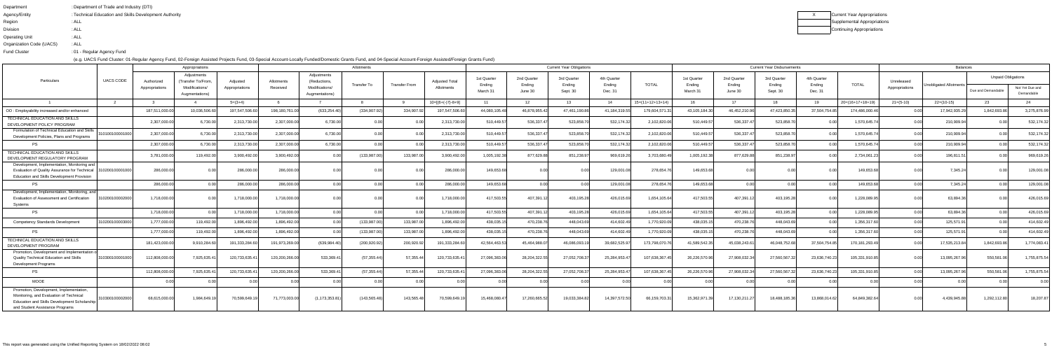Department : Department of Trade and Industry (DTI)

Agency/Entity : Technical Education and Skills Development Authority

Region : ALL

Division : ALL

Operating Unit : ALL

Organization Code (UACS) : ALL

Fund Cluster : 01 - Regular Agency Fund

(e.g. UACS Fund Cluster: 01-Regular Agency Fund, 02-Foreign Assisted Projects Fund, 03-Special Account-Locally Funded/Domestic Grants Fund, and 04-Special Account-Foreign Assisted/Foreign Grants Fund)

| X | Current Year Appropriations |
|---|---|
| | Supplemental Appropriations |
| | Continuing Appropriations |

| Particulars | UACS CODE | Appropriations | | | Allotments | | | | | Current Year Obligations | | | | | Current Year Disbursements | | | | | Balances | | | |
|---|---|---|---|---|---|---|---|---|---|---|---|---|---|---|---|---|---|---|---|---|---|---|---|
| | | Authorized Appropriations | Adjustments (Transfer To/From, Modifications/ Augmentations) | Adjusted Appropriations | Allotments Received | Adjustments (Reductions, Modifications/ Augmentations) | Transfer To | Transfer From | Adjusted Total Allotments | 1st Quarter Ending March 31 | 2nd Quarter Ending June 30 | 3rd Quarter Ending Sept. 30 | 4th Quarter Ending Dec. 31 | TOTAL | 1st Quarter Ending March 31 | 2nd Quarter Ending June 30 | 3rd Quarter Ending Sept. 30 | 4th Quarter Ending Dec. 31 | TOTAL | Unreleased Appropriations | Unobligated Allotments | Unpaid Obligations | |
| | | | | | | | | | | | | | | | | | | | | | | Due and Demandable | Not Yet Due and Demandable |
| 1 | 2 | 3 | 4 | 5=(3+4) | 6 | 7 | 8 | 9 | 10=[{6+(-)7}-8+9] | 11 | 12 | 13 | 14 | 15=(11+12+13+14) | 16 | 17 | 18 | 19 | 20=(16+17+18+19) | 21=(5-10) | 22=(10-15) | 23 | 24 |
| OO : Employability increased and/or enhanced | | 187,511,000.00 | 10,036,506.60 | 197,547,506.60 | 198,180,761.00 | (633,254.40) | (334,907.92) | 334,907.92 | 197,547,506.60 | 44,080,105.48 | 46,878,955.42 | 47,461,190.86 | 41,184,319.55 | 179,604,571.31 | 43,105,184.30 | 46,452,210.96 | 47,423,850.35 | 37,504,754.85 | 174,486,000.46 | 0.00 | 17,942,935.29 | 1,842,693.86 | 3,275,876.99 |
| TECHNICAL EDUCATION AND SKILLS DEVELOPMENT POLICY PROGRAM | | 2,307,000.00 | 6,730.00 | 2,313,730.00 | 2,307,000.00 | 6,730.00 | 0.00 | 0.00 | 2,313,730.00 | 510,449.57 | 536,337.47 | 523,858.70 | 532,174.32 | 2,102,820.06 | 510,449.57 | 536,337.47 | 523,858.70 | 0.00 | 1,570,645.74 | 0.00 | 210,909.94 | 0.00 | 532,174.32 |
| Formulation of Technical Education and Skills Development Policies, Plans and Programs | 310100100001000 | 2,307,000.00 | 6,730.00 | 2,313,730.00 | 2,307,000.00 | 6,730.00 | 0.00 | 0.00 | 2,313,730.00 | 510,449.57 | 536,337.47 | 523,858.70 | 532,174.32 | 2,102,820.06 | 510,449.57 | 536,337.47 | 523,858.70 | 0.00 | 1,570,645.74 | 0.00 | 210,909.94 | 0.00 | 532,174.32 |
| PS | | 2,307,000.00 | 6,730.00 | 2,313,730.00 | 2,307,000.00 | 6,730.00 | 0.00 | 0.00 | 2,313,730.00 | 510,449.57 | 536,337.47 | 523,858.70 | 532,174.32 | 2,102,820.06 | 510,449.57 | 536,337.47 | 523,858.70 | 0.00 | 1,570,645.74 | 0.00 | 210,909.94 | 0.00 | 532,174.32 |
| TECHNICAL EDUCATION AND SKILLS DEVELOPMENT REGULATORY PROGRAM | | 3,781,000.00 | 119,492.00 | 3,900,492.00 | 3,900,492.00 | 0.00 | (133,987.00) | 133,987.00 | 3,900,492.00 | 1,005,192.38 | 877,629.88 | 851,238.97 | 969,619.26 | 3,703,680.49 | 1,005,192.38 | 877,629.88 | 851,238.97 | 0.00 | 2,734,061.23 | 0.00 | 196,811.51 | 0.00 | 969,619.26 |
| Development, Implementation, Monitoring and Evaluation of Quality Assurance for Technical Education and Skills Development Provision | 310200100001000 | 286,000.00 | 0.00 | 286,000.00 | 286,000.00 | 0.00 | 0.00 | 0.00 | 286,000.00 | 149,653.68 | 0.00 | 0.00 | 129,001.08 | 278,654.76 | 149,653.68 | 0.00 | 0.00 | 0.00 | 149,653.68 | 0.00 | 7,345.24 | 0.00 | 129,001.08 |
| PS | | 286,000.00 | 0.00 | 286,000.00 | 286,000.00 | 0.00 | 0.00 | 0.00 | 286,000.00 | 149,653.68 | 0.00 | 0.00 | 129,001.08 | 278,654.76 | 149,653.68 | 0.00 | 0.00 | 0.00 | 149,653.68 | 0.00 | 7,345.24 | 0.00 | 129,001.08 |
| Development, Implementation, Monitoring, and Evaluation of Assessment and Certification Systems | 310200100002000 | 1,718,000.00 | 0.00 | 1,718,000.00 | 1,718,000.00 | 0.00 | 0.00 | 0.00 | 1,718,000.00 | 417,503.55 | 407,391.12 | 403,195.28 | 426,015.69 | 1,654,105.64 | 417,503.55 | 407,391.12 | 403,195.28 | 0.00 | 1,228,089.95 | 0.00 | 63,894.36 | 0.00 | 426,015.69 |
| PS | | 1,718,000.00 | 0.00 | 1,718,000.00 | 1,718,000.00 | 0.00 | 0.00 | 0.00 | 1,718,000.00 | 417,503.55 | 407,391.12 | 403,195.28 | 426,015.69 | 1,654,105.64 | 417,503.55 | 407,391.12 | 403,195.28 | 0.00 | 1,228,089.95 | 0.00 | 63,894.36 | 0.00 | 426,015.69 |
| Competency Standards Development | 310200100003000 | 1,777,000.00 | 119,492.00 | 1,896,492.00 | 1,896,492.00 | 0.00 | (133,987.00) | 133,987.00 | 1,896,492.00 | 438,035.15 | 470,238.76 | 448,043.69 | 414,602.49 | 1,770,920.09 | 438,035.15 | 470,238.76 | 448,043.69 | 0.00 | 1,356,317.60 | 0.00 | 125,571.91 | 0.00 | 414,602.49 |
| PS | | 1,777,000.00 | 119,492.00 | 1,896,492.00 | 1,896,492.00 | 0.00 | (133,987.00) | 133,987.00 | 1,896,492.00 | 438,035.15 | 470,238.76 | 448,043.69 | 414,602.49 | 1,770,920.09 | 438,035.15 | 470,238.76 | 448,043.69 | 0.00 | 1,356,317.60 | 0.00 | 125,571.91 | 0.00 | 414,602.49 |
| TECHNICAL EDUCATION AND SKILLS DEVELOPMENT PROGRAM | | 181,423,000.00 | 9,910,284.60 | 191,333,284.60 | 191,973,269.00 | (639,984.40) | (200,920.92) | 200,920.92 | 191,333,284.60 | 42,564,463.53 | 45,464,988.07 | 46,086,093.19 | 39,682,525.97 | 173,798,070.76 | 41,589,542.35 | 45,038,243.61 | 46,048,752.68 | 37,504,754.85 | 170,181,293.49 | 0.00 | 17,535,213.84 | 1,842,693.86 | 1,774,083.41 |
| Promotion, Development and Implementation of Quality Technical Education and Skills Development Programs | 310300100001000 | 112,808,000.00 | 7,925,635.41 | 120,733,635.41 | 120,200,266.00 | 533,369.41 | (57,355.44) | 57,355.44 | 120,733,635.41 | 27,096,383.06 | 28,204,322.55 | 27,052,708.37 | 25,284,953.47 | 107,638,367.45 | 26,226,570.96 | 27,908,032.34 | 27,560,567.32 | 23,636,740.23 | 105,331,910.85 | 0.00 | 13,095,267.96 | 550,581.06 | 1,755,875.54 |
| PS | | 112,808,000.00 | 7,925,635.41 | 120,733,635.41 | 120,200,266.00 | 533,369.41 | (57,355.44) | 57,355.44 | 120,733,635.41 | 27,096,383.06 | 28,204,322.55 | 27,052,708.37 | 25,284,953.47 | 107,638,367.45 | 26,226,570.96 | 27,908,032.34 | 27,560,567.32 | 23,636,740.23 | 105,331,910.85 | 0.00 | 13,095,267.96 | 550,581.06 | 1,755,875.54 |
| MOOE | | 0.00 | 0.00 | 0.00 | 0.00 | 0.00 | 0.00 | 0.00 | 0.00 | 0.00 | 0.00 | 0.00 | 0.00 | 0.00 | 0.00 | 0.00 | 0.00 | 0.00 | 0.00 | 0.00 | 0.00 | 0.00 | 0.00 |
| Promotion, Development, Implementation, Monitoring, and Evaluation of Technical Education and Skills Development Scholarship and Student Assistance Programs | 310300100002000 | 68,615,000.00 | 1,984,649.19 | 70,599,649.19 | 71,773,003.00 | (1,173,353.81) | (143,565.48) | 143,565.48 | 70,599,649.19 | 15,468,080.47 | 17,260,665.52 | 19,033,384.82 | 14,397,572.50 | 66,159,703.31 | 15,362,971.39 | 17,130,211.27 | 18,488,185.36 | 13,868,014.62 | 64,849,382.64 | 0.00 | 4,439,945.88 | 1,292,112.80 | 18,207.87 |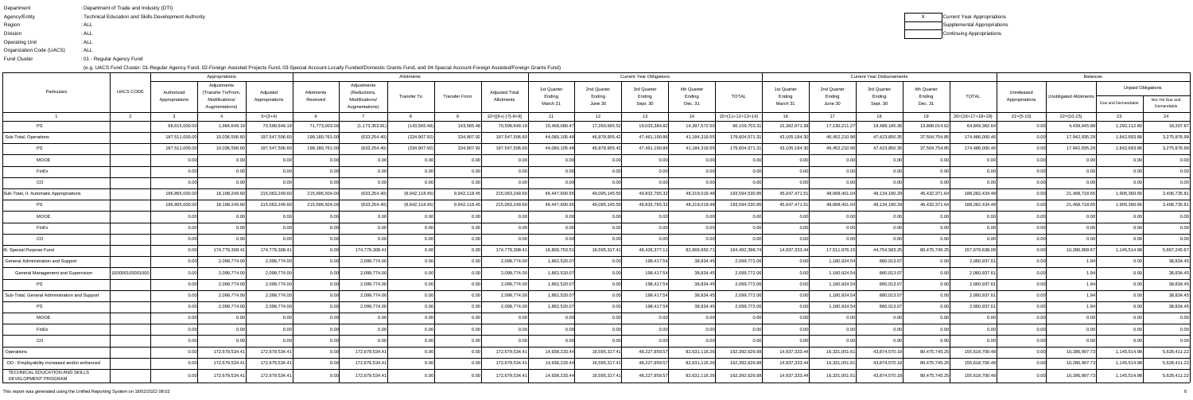Department : Department of Trade and Industry (DTI)
Agency/Entity : Technical Education and Skills Development Authority
Region : ALL
Division : ALL
Operating Unit : ALL
Organization Code (UACS) : ALL
Fund Cluster : 01 - Regular Agency Fund

(e.g. UACS Fund Cluster: 01-Regular Agency Fund, 02-Foreign Assisted Projects Fund, 03-Special Account-Locally Funded/Domestic Grants Fund, and 04-Special Account-Foreign Assisted/Foreign Grants Fund)

| X | Current Year Appropriations |
|---|---|
| | Supplemental Appropriations |
| | Continuing Appropriations |

| Particulars | UACS CODE | Appropriations | | | Allotments | | | | | Current Year Obligations | | | | | Current Year Disbursements | | | | | Balances | | | |
|---|---|---|---|---|---|---|---|---|---|---|---|---|---|---|---|---|---|---|---|---|---|---|---|
| | | Authorized Appropriations | Adjustments (Transfer To/From, Modifications/ Augmentations) | Adjusted Appropriations | Allotments Received | Adjustments (Reductions, Modifications/ Augmentations) | Transfer To | Transfer From | Adjusted Total Allotments | 1st Quarter Ending March 31 | 2nd Quarter Ending June 30 | 3rd Quarter Ending Sept. 30 | 4th Quarter Ending Dec. 31 | TOTAL | 1st Quarter Ending March 31 | 2nd Quarter Ending June 30 | 3rd Quarter Ending Sept. 30 | 4th Quarter Ending Dec. 31 | TOTAL | Unreleased Appropriations | Unobligated Allotments | Unpaid Obligations | |
| | | | | | | | | | | | | | | | | | | | | | | Due and Demandable | Not Yet Due and Demandable |
| 1 | 2 | 3 | 4 | 5=(3+4) | 6 | 7 | 8 | 9 | 10=[{6+(-)7}-8+9] | 11 | 12 | 13 | 14 | 15=(11+12+13+14) | 16 | 17 | 18 | 19 | 20=(16+17+18+19) | 21=(5-10) | 22=(10-15) | 23 | 24 |
| PS | | 68,615,000.00 | 1,984,649.19 | 70,599,649.19 | 71,773,003.00 | (1,173,353.81) | (143,565.48) | 143,565.48 | 70,599,649.19 | 15,468,080.47 | 17,260,865.52 | 19,033,384.82 | 14,397,572.50 | 66,159,703.31 | 15,362,971.39 | 17,130,211.27 | 18,488,185.36 | 13,868,014.62 | 64,849,382.64 | 0.00 | 4,439,945.88 | 1,292,112.80 | 18,207.87 |
| Sub-Total, Operations | | 187,511,000.00 | 10,036,506.60 | 197,547,506.60 | 198,180,761.00 | (633,254.40) | (334,907.92) | 334,907.92 | 197,547,506.60 | 44,080,105.48 | 46,878,955.42 | 47,461,190.86 | 41,184,319.55 | 179,604,571.31 | 43,105,184.30 | 46,452,210.98 | 47,423,850.35 | 37,504,754.85 | 174,486,000.46 | 0.00 | 17,942,935.29 | 1,842,693.86 | 3,275,876.99 |
| PS | | 187,511,000.00 | 10,036,506.60 | 197,547,506.60 | 198,180,761.00 | (633,254.40) | (334,907.92) | 334,907.92 | 197,547,506.60 | 44,080,105.48 | 46,878,955.42 | 47,461,190.86 | 41,184,319.55 | 179,604,571.31 | 43,105,184.30 | 46,452,210.98 | 47,423,850.35 | 37,504,754.85 | 174,486,000.46 | 0.00 | 17,942,935.29 | 1,842,693.86 | 3,275,876.99 |
| MOOE | | 0.00 | 0.00 | 0.00 | 0.00 | 0.00 | 0.00 | 0.00 | 0.00 | 0.00 | 0.00 | 0.00 | 0.00 | 0.00 | 0.00 | 0.00 | 0.00 | 0.00 | 0.00 | 0.00 | 0.00 | 0.00 | 0.00 |
| FinEx | | 0.00 | 0.00 | 0.00 | 0.00 | 0.00 | 0.00 | 0.00 | 0.00 | 0.00 | 0.00 | 0.00 | 0.00 | 0.00 | 0.00 | 0.00 | 0.00 | 0.00 | 0.00 | 0.00 | 0.00 | 0.00 | 0.00 |
| CO | | 0.00 | 0.00 | 0.00 | 0.00 | 0.00 | 0.00 | 0.00 | 0.00 | 0.00 | 0.00 | 0.00 | 0.00 | 0.00 | 0.00 | 0.00 | 0.00 | 0.00 | 0.00 | 0.00 | 0.00 | 0.00 | 0.00 |
| Sub-Total, II. Automatic Appropriations | | 196,865,000.00 | 18,198,249.60 | 215,063,249.60 | 215,696,504.00 | (633,254.40) | (9,942,118.45) | 9,942,118.45 | 215,063,249.60 | 46,447,600.65 | 49,095,345.50 | 49,832,765.32 | 48,219,019.48 | 193,594,530.95 | 45,047,471.51 | 48,668,401.04 | 48,134,190.29 | 46,432,371.64 | 188,282,434.48 | 0.00 | 21,468,718.65 | 1,905,360.66 | 3,406,735.81 |
| PS | | 196,865,000.00 | 18,198,249.60 | 215,063,249.60 | 215,696,504.00 | (633,254.40) | (9,942,118.45) | 9,942,118.45 | 215,063,249.60 | 46,447,600.65 | 49,095,345.50 | 49,832,765.32 | 48,219,019.48 | 193,594,530.95 | 45,047,471.51 | 48,668,401.04 | 48,134,190.29 | 46,432,371.64 | 188,282,434.48 | 0.00 | 21,468,718.65 | 1,905,360.66 | 3,406,735.81 |
| MOOE | | 0.00 | 0.00 | 0.00 | 0.00 | 0.00 | 0.00 | 0.00 | 0.00 | 0.00 | 0.00 | 0.00 | 0.00 | 0.00 | 0.00 | 0.00 | 0.00 | 0.00 | 0.00 | 0.00 | 0.00 | 0.00 | 0.00 |
| FinEx | | 0.00 | 0.00 | 0.00 | 0.00 | 0.00 | 0.00 | 0.00 | 0.00 | 0.00 | 0.00 | 0.00 | 0.00 | 0.00 | 0.00 | 0.00 | 0.00 | 0.00 | 0.00 | 0.00 | 0.00 | 0.00 | 0.00 |
| CO | | 0.00 | 0.00 | 0.00 | 0.00 | 0.00 | 0.00 | 0.00 | 0.00 | 0.00 | 0.00 | 0.00 | 0.00 | 0.00 | 0.00 | 0.00 | 0.00 | 0.00 | 0.00 | 0.00 | 0.00 | 0.00 | 0.00 |
| III. Special Purpose Fund | | 0.00 | 174,779,308.41 | 174,779,308.41 | 0.00 | 174,779,308.41 | 0.00 | 0.00 | 174,779,308.41 | 16,800,753.51 | 16,595,317.41 | 48,426,377.11 | 82,669,950.71 | 164,492,398.74 | 14,937,333.44 | 17,511,976.15 | 44,754,583.25 | 80,475,745.25 | 157,679,638.09 | 0.00 | 10,286,909.67 | 1,145,514.98 | 5,667,245.67 |
| General Administration and Support | | 0.00 | 2,099,774.00 | 2,099,774.00 | 0.00 | 2,099,774.00 | 0.00 | 0.00 | 2,099,774.00 | 1,862,520.07 | 0.00 | 198,417.54 | 38,834.45 | 2,099,772.06 | 0.00 | 1,180,924.54 | 880,013.07 | 0.00 | 2,060,937.61 | 0.00 | 1.94 | 0.00 | 38,834.45 |
| General Management and Supervision | 100000100001000 | 0.00 | 2,099,774.00 | 2,099,774.00 | 0.00 | 2,099,774.00 | 0.00 | 0.00 | 2,099,774.00 | 1,862,520.07 | 0.00 | 198,417.54 | 38,834.45 | 2,099,772.06 | 0.00 | 1,180,924.54 | 880,013.07 | 0.00 | 2,060,937.61 | 0.00 | 1.94 | 0.00 | 38,834.45 |
| PS | | 0.00 | 2,099,774.00 | 2,099,774.00 | 0.00 | 2,099,774.00 | 0.00 | 0.00 | 2,099,774.00 | 1,862,520.07 | 0.00 | 198,417.54 | 38,834.45 | 2,099,772.06 | 0.00 | 1,180,924.54 | 880,013.07 | 0.00 | 2,060,937.61 | 0.00 | 1.94 | 0.00 | 38,834.45 |
| Sub-Total, General Administration and Support | | 0.00 | 2,099,774.00 | 2,099,774.00 | 0.00 | 2,099,774.00 | 0.00 | 0.00 | 2,099,774.00 | 1,862,520.07 | 0.00 | 198,417.54 | 38,834.45 | 2,099,772.06 | 0.00 | 1,180,924.54 | 880,013.07 | 0.00 | 2,060,937.61 | 0.00 | 1.94 | 0.00 | 38,834.45 |
| PS | | 0.00 | 2,099,774.00 | 2,099,774.00 | 0.00 | 2,099,774.00 | 0.00 | 0.00 | 2,099,774.00 | 1,862,520.07 | 0.00 | 198,417.54 | 38,834.45 | 2,099,772.06 | 0.00 | 1,180,924.54 | 880,013.07 | 0.00 | 2,060,937.61 | 0.00 | 1.94 | 0.00 | 38,834.45 |
| MOOE | | 0.00 | 0.00 | 0.00 | 0.00 | 0.00 | 0.00 | 0.00 | 0.00 | 0.00 | 0.00 | 0.00 | 0.00 | 0.00 | 0.00 | 0.00 | 0.00 | 0.00 | 0.00 | 0.00 | 0.00 | 0.00 | 0.00 |
| FinEx | | 0.00 | 0.00 | 0.00 | 0.00 | 0.00 | 0.00 | 0.00 | 0.00 | 0.00 | 0.00 | 0.00 | 0.00 | 0.00 | 0.00 | 0.00 | 0.00 | 0.00 | 0.00 | 0.00 | 0.00 | 0.00 | 0.00 |
| CO | | 0.00 | 0.00 | 0.00 | 0.00 | 0.00 | 0.00 | 0.00 | 0.00 | 0.00 | 0.00 | 0.00 | 0.00 | 0.00 | 0.00 | 0.00 | 0.00 | 0.00 | 0.00 | 0.00 | 0.00 | 0.00 | 0.00 |
| Operations | | 0.00 | 172,679,534.41 | 172,679,534.41 | 0.00 | 172,679,534.41 | 0.00 | 0.00 | 172,679,534.41 | 14,938,233.44 | 16,595,317.41 | 48,227,959.57 | 82,631,116.26 | 162,392,626.68 | 14,937,333.44 | 16,331,051.61 | 43,874,570.18 | 80,475,745.25 | 155,618,700.48 | 0.00 | 10,286,907.73 | 1,145,514.98 | 5,628,411.22 |
| OO : Employability increased and/or enhanced | | 0.00 | 172,679,534.41 | 172,679,534.41 | 0.00 | 172,679,534.41 | 0.00 | 0.00 | 172,679,534.41 | 14,938,233.44 | 16,595,317.41 | 48,227,959.57 | 82,631,116.26 | 162,392,626.68 | 14,937,333.44 | 16,331,051.61 | 43,874,570.18 | 80,475,745.25 | 155,618,700.48 | 0.00 | 10,286,907.73 | 1,145,514.98 | 5,628,411.22 |
| TECHNICAL EDUCATION AND SKILLS DEVELOPMENT PROGRAM | | 0.00 | 172,679,534.41 | 172,679,534.41 | 0.00 | 172,679,534.41 | 0.00 | 0.00 | 172,679,534.41 | 14,938,233.44 | 16,595,317.41 | 48,227,959.57 | 82,631,116.26 | 162,392,626.68 | 14,937,333.44 | 16,331,051.61 | 43,874,570.18 | 80,475,745.25 | 155,618,700.48 | 0.00 | 10,286,907.73 | 1,145,514.98 | 5,628,411.22 |

This report was generated using the Unified Reporting System on 18/02/2022 08:02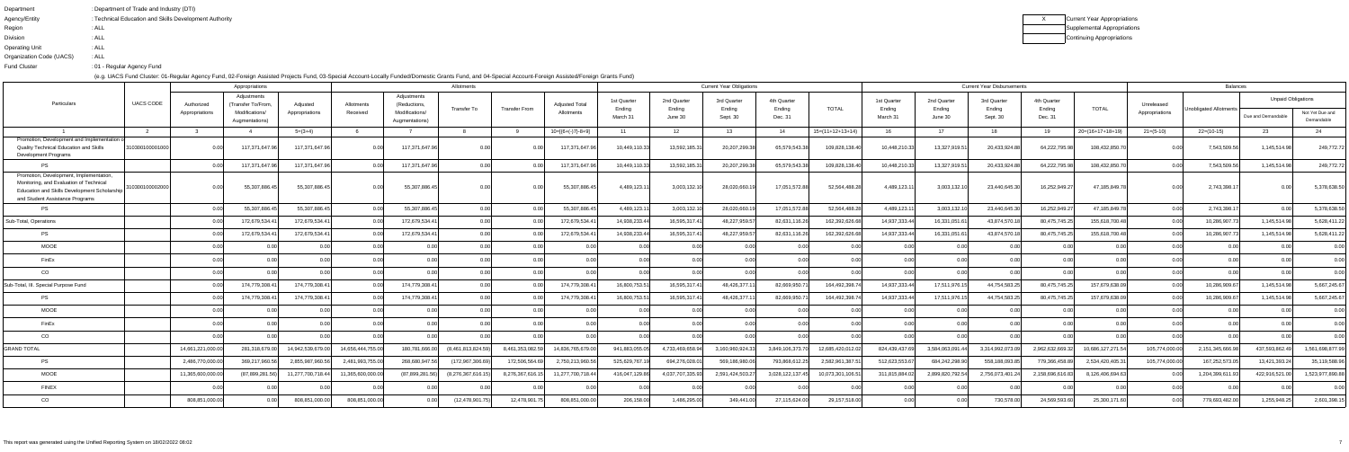Department : Department of Trade and Industry (DTI)

Agency/Entity : Technical Education and Skills Development Authority

Region : ALL

Division : ALL

Operating Unit : ALL

Organization Code (UACS) : ALL

Fund Cluster : 01 - Regular Agency Fund

| X | Current Year Appropriations |
|---|---|
| | Supplemental Appropriations |
| | Continuing Appropriations |

(e.g. UACS Fund Cluster: 01-Regular Agency Fund, 02-Foreign Assisted Projects Fund, 03-Special Account-Locally Funded/Domestic Grants Fund, and 04-Special Account-Foreign Assisted/Foreign Grants Fund)

| Particulars | UACS CODE | Appropriations | | | Allotments | | | | | Current Year Obligations | | | | | Current Year Disbursements | | | | | Balances | | | |
|---|---|---|---|---|---|---|---|---|---|---|---|---|---|---|---|---|---|---|---|---|---|---|---|
| | | Authorized Appropriations | Adjustments (Transfer To/From, Modifications/ Augmentations) | Adjusted Appropriations | Allotments Received | Adjustments (Reductions, Modifications/ Augmentations) | Transfer To | Transfer From | Adjusted Total Allotments | 1st Quarter Ending March 31 | 2nd Quarter Ending June 30 | 3rd Quarter Ending Sept 30 | 4th Quarter Ending Dec. 31 | TOTAL | 1st Quarter Ending March 31 | 2nd Quarter Ending June 30 | 3rd Quarter Ending Sept. 30 | 4th Quarter Ending Dec. 31 | TOTAL | Unreleased Appropriations | Unobligated Allotments | Unpaid Obligations | |
| | | | | | | | | | | | | | | | | | | | | | | Due and Demandable | Not Yet Due and Demandable |
| 1 | 2 | 3 | 4 | 5=(3+4) | 6 | 7 | 8 | 9 | 10=[{6+(-)7}-8+9] | 11 | 12 | 13 | 14 | 15=(11+12+13+14) | 16 | 17 | 18 | 19 | 20=(16+17+18+19) | 21=(5-10) | 22=(10-15) | 23 | 24 |
| Promotion, Development and Implementation of Quality Technical Education and Skills Development Programs | 310300100001000 | 0.00 | 117,371,647.96 | 117,371,647.96 | 0.00 | 117,371,647.96 | 0.00 | 0.00 | 117,371,647.96 | 10,449,110.33 | 13,592,185.31 | 20,207,299.38 | 65,579,543.38 | 109,828,138.40 | 10,448,210.33 | 13,327,919.51 | 20,433,924.88 | 64,222,795.98 | 108,432,850.70 | 0.00 | 7,543,509.56 | 1,145,514.98 | 249,772.72 |
| PS | | 0.00 | 117,371,647.96 | 117,371,647.96 | 0.00 | 117,371,647.96 | 0.00 | 0.00 | 117,371,647.96 | 10,449,110.33 | 13,592,185.31 | 20,207,299.38 | 65,579,543.38 | 109,828,138.40 | 10,448,210.33 | 13,327,919.51 | 20,433,924.88 | 64,222,795.98 | 108,432,850.70 | 0.00 | 7,543,509.56 | 1,145,514.98 | 249,772.72 |
| Promotion, Development, Implementation, Monitoring, and Evaluation of Technical Education and Skills Development Scholarship and Student Assistance Programs | 310300100002000 | 0.00 | 55,307,886.45 | 55,307,886.45 | 0.00 | 55,307,886.45 | 0.00 | 0.00 | 55,307,886.45 | 4,489,123.11 | 3,003,132.10 | 28,020,660.19 | 17,051,572.88 | 52,564,488.28 | 4,489,123.11 | 3,003,132.10 | 23,440,645.30 | 16,252,949.27 | 47,185,849.78 | 0.00 | 2,743,398.17 | 0.00 | 5,378,638.50 |
| PS | | 0.00 | 55,307,886.45 | 55,307,886.45 | 0.00 | 55,307,886.45 | 0.00 | 0.00 | 55,307,886.45 | 4,489,123.11 | 3,003,132.10 | 28,020,660.19 | 17,051,572.88 | 52,564,488.28 | 4,489,123.11 | 3,003,132.10 | 23,440,645.30 | 16,252,949.27 | 47,185,849.78 | 0.00 | 2,743,398.17 | 0.00 | 5,378,638.50 |
| Sub-Total, Operations | | 0.00 | 172,679,534.41 | 172,679,534.41 | 0.00 | 172,679,534.41 | 0.00 | 0.00 | 172,679,534.41 | 14,938,233.44 | 16,595,317.41 | 48,227,959.57 | 82,631,116.26 | 162,392,626.68 | 14,937,333.44 | 16,331,051.61 | 43,874,570.18 | 80,475,745.25 | 155,618,700.48 | 0.00 | 10,286,907.73 | 1,145,514.98 | 5,628,411.22 |
| PS | | 0.00 | 172,679,534.41 | 172,679,534.41 | 0.00 | 172,679,534.41 | 0.00 | 0.00 | 172,679,534.41 | 14,938,233.44 | 16,595,317.41 | 48,227,959.57 | 82,631,116.26 | 162,392,626.68 | 14,937,333.44 | 16,331,051.61 | 43,874,570.18 | 80,475,745.25 | 155,618,700.48 | 0.00 | 10,286,907.73 | 1,145,514.98 | 5,628,411.22 |
| MOOE | | 0.00 | 0.00 | 0.00 | 0.00 | 0.00 | 0.00 | 0.00 | 0.00 | 0.00 | 0.00 | 0.00 | 0.00 | 0.00 | 0.00 | 0.00 | 0.00 | 0.00 | 0.00 | 0.00 | 0.00 | 0.00 | 0.00 |
| FinEx | | 0.00 | 0.00 | 0.00 | 0.00 | 0.00 | 0.00 | 0.00 | 0.00 | 0.00 | 0.00 | 0.00 | 0.00 | 0.00 | 0.00 | 0.00 | 0.00 | 0.00 | 0.00 | 0.00 | 0.00 | 0.00 | 0.00 |
| CO | | 0.00 | 0.00 | 0.00 | 0.00 | 0.00 | 0.00 | 0.00 | 0.00 | 0.00 | 0.00 | 0.00 | 0.00 | 0.00 | 0.00 | 0.00 | 0.00 | 0.00 | 0.00 | 0.00 | 0.00 | 0.00 | 0.00 |
| Sub-Total, III. Special Purpose Fund | | 0.00 | 174,779,308.41 | 174,779,308.41 | 0.00 | 174,779,308.41 | 0.00 | 0.00 | 174,779,308.41 | 16,800,753.51 | 16,595,317.41 | 48,426,377.11 | 82,669,950.71 | 164,492,398.74 | 14,937,333.44 | 17,511,976.15 | 44,754,583.25 | 80,475,745.25 | 157,679,638.09 | 0.00 | 10,286,909.67 | 1,145,514.98 | 5,667,245.67 |
| PS | | 0.00 | 174,779,308.41 | 174,779,308.41 | 0.00 | 174,779,308.41 | 0.00 | 0.00 | 174,779,308.41 | 16,800,753.51 | 16,595,317.41 | 48,426,377.11 | 82,669,950.71 | 164,492,398.74 | 14,937,333.44 | 17,511,976.15 | 44,754,583.25 | 80,475,745.25 | 157,679,638.09 | 0.00 | 10,286,909.67 | 1,145,514.98 | 5,667,245.67 |
| MOOE | | 0.00 | 0.00 | 0.00 | 0.00 | 0.00 | 0.00 | 0.00 | 0.00 | 0.00 | 0.00 | 0.00 | 0.00 | 0.00 | 0.00 | 0.00 | 0.00 | 0.00 | 0.00 | 0.00 | 0.00 | 0.00 | 0.00 |
| FinEx | | 0.00 | 0.00 | 0.00 | 0.00 | 0.00 | 0.00 | 0.00 | 0.00 | 0.00 | 0.00 | 0.00 | 0.00 | 0.00 | 0.00 | 0.00 | 0.00 | 0.00 | 0.00 | 0.00 | 0.00 | 0.00 | 0.00 |
| CO | | 0.00 | 0.00 | 0.00 | 0.00 | 0.00 | 0.00 | 0.00 | 0.00 | 0.00 | 0.00 | 0.00 | 0.00 | 0.00 | 0.00 | 0.00 | 0.00 | 0.00 | 0.00 | 0.00 | 0.00 | 0.00 | 0.00 |
| GRAND TOTAL | | 14,661,221,000.00 | 281,318,679.00 | 14,942,539,679.00 | 14,656,444,755.00 | 180,781,666.00 | (8,461,813,824.59) | 8,461,353,082.59 | 14,836,765,679.00 | 941,883,055.05 | 4,733,469,658.94 | 3,160,960,924.33 | 3,849,106,373.70 | 12,685,420,012.02 | 824,439,437.69 | 3,584,063,091.44 | 3,314,992,073.09 | 2,962,632,669.32 | 10,686,127,271.54 | 105,774,000.00 | 2,151,345,666.98 | 437,593,862.49 | 1,561,698,877.99 |
| PS | | 2,486,770,000.00 | 369,217,960.56 | 2,855,987,960.56 | 2,461,993,755.00 | 268,680,947.56 | (172,967,306.69) | 172,506,564.69 | 2,750,213,960.56 | 525,629,767.19 | 694,276,028.01 | 569,186,980.06 | 793,868,612.25 | 2,582,961,387.51 | 512,623,553.67 | 684,242,298.90 | 558,188,093.85 | 779,366,458.89 | 2,534,420,405.31 | 105,774,000.00 | 167,252,573.05 | 13,421,393.24 | 35,119,588.96 |
| MOOE | | 11,365,600,000.00 | (87,899,281.56) | 11,277,700,718.44 | 11,365,600,000.00 | (87,899,281.56) | (8,276,367,616.15) | 8,276,367,616.15 | 11,277,700,718.44 | 416,047,129.86 | 4,037,707,335.93 | 2,591,424,503.27 | 3,028,122,137.45 | 10,073,301,106.51 | 311,815,884.02 | 2,899,820,792.54 | 2,756,073,401.24 | 2,158,696,616.83 | 8,126,406,694.63 | 0.00 | 1,204,399,611.93 | 422,916,521.00 | 1,523,977,890.88 |
| FINEX | | 0.00 | 0.00 | 0.00 | 0.00 | 0.00 | 0.00 | 0.00 | 0.00 | 0.00 | 0.00 | 0.00 | 0.00 | 0.00 | 0.00 | 0.00 | 0.00 | 0.00 | 0.00 | 0.00 | 0.00 | 0.00 | 0.00 |
| CO | | 808,851,000.00 | 0.00 | 808,851,000.00 | 808,851,000.00 | 0.00 | (12,478,901.75) | 12,478,901.75 | 808,851,000.00 | 206,158.00 | 1,486,295.00 | 349,441.00 | 27,115,624.00 | 29,157,518.00 | 0.00 | 0.00 | 730,578.00 | 24,569,593.60 | 25,300,171.60 | 0.00 | 779,693,482.00 | 1,255,948.25 | 2,601,398.15 |

This report was generated using the Unified Reporting System on 18/02/2022 08:02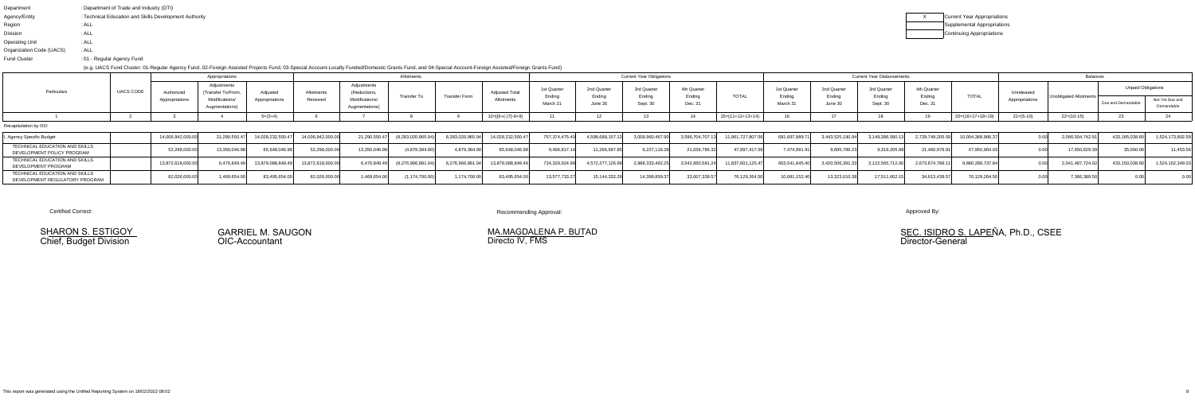Department : Department of Trade and Industry (DTI)
Agency/Entity : Technical Education and Skills Development Authority
Region : ALL
Division : ALL
Operating Unit : ALL
Organization Code (UACS) : ALL
Fund Cluster : 01 - Regular Agency Fund

(e.g. UACS Fund Cluster: 01-Regular Agency Fund, 02-Foreign Assisted Projects Fund, 03-Special Account-Locally Funded/Domestic Grants Fund, and 04-Special Account-Foreign Assisted/Foreign Grants Fund)

| X | Current Year Appropriations |
|---|---|
| | Supplemental Appropriations |
| | Continuing Appropriations |

| Particulars | UACS CODE | Appropriations | | | Allotments | | | | | Current Year Obligations | | | | | Current Year Disbursements | | | | | Balances | | | |
|---|---|---|---|---|---|---|---|---|---|---|---|---|---|---|---|---|---|---|---|---|---|---|---|
| | | Authorized Appropriations | Adjustments (Transfer To/From, Modifications/ Augmentations) | Adjusted Appropriations | Allotments Received | Adjustments (Reductions, Modifications/ Augmentations) | Transfer To | Transfer From | Adjusted Total Allotments | 1st Quarter Ending March 31 | 2nd Quarter Ending June 30 | 3rd Quarter Ending Sept. 30 | 4th Quarter Ending Dec. 31 | TOTAL | 1st Quarter Ending March 31 | 2nd Quarter Ending June 30 | 3rd Quarter Ending Sept. 30 | 4th Quarter Ending Dec. 31 | TOTAL | Unreleased Appropriations | Unobligated Allotments | Unpaid Obligations | |
| | | | | | | | | | | | | | | | | | | | | | | Due and Demandable | Not Yet Due and Demandable |
| 1 | 2 | 3 | 4 | 5=(3+4) | 6 | 7 | 8 | 9 | 10=[(6+(-)7)-8+9] | 11 | 12 | 13 | 14 | 15=(11+12+13+14) | 16 | 17 | 18 | 19 | 20=(16+17+18+19) | 21=(5-10) | 22=(10-15) | 23 | 24 |
| Recapitulation by OO: | | | | | | | | | | | | | | | | | | | | | | | |
| I. Agency Specific Budget | | 14,006,942,000.00 | 21,290,550.47 | 14,028,232,550.47 | 14,006,942,000.00 | 21,290,550.47 | (8,283,020,965.94) | 8,283,020,965.94 | 14,028,232,550.47 | 757,374,475.40 | 4,598,688,157.13 | 3,008,960,467.90 | 3,596,704,707.13 | 11,961,727,807.56 | 681,697,989.71 | 3,443,525,190.84 | 3,149,396,580.13 | 2,729,749,205.59 | 10,004,368,966.37 | 0.00 | 2,066,504,742.91 | 433,185,038.60 | 1,524,173,802.59 |
| TECHNICAL EDUCATION AND SKILLS DEVELOPMENT POLICY PROGRAM | | 52,298,000.00 | 13,350,046.98 | 65,648,046.98 | 52,298,000.00 | 13,350,046.98 | (4,879,384.90) | 4,879,384.90 | 65,648,046.98 | 9,466,817.14 | 11,266,697.85 | 6,227,116.28 | 21,036,786.32 | 47,997,417.59 | 7,474,991.91 | 9,695,789.23 | 9,319,205.98 | 21,460,976.91 | 47,950,964.03 | 0.00 | 17,650,629.39 | 35,000.00 | 11,453.56 |
| TECHNICAL EDUCATION AND SKILLS DEVELOPMENT PROGRAM | | 13,872,618,000.00 | 6,470,849.49 | 13,879,088,849.49 | 13,872,618,000.00 | 6,470,849.49 | (8,276,966,881.04) | 8,276,966,881.04 | 13,879,088,849.49 | 734,329,924.99 | 4,572,277,126.99 | 2,988,333,492.25 | 3,542,660,581.24 | 11,837,601,125.47 | 663,541,845.40 | 3,420,506,391.33 | 3,122,565,712.00 | 2,673,674,789.11 | 9,880,288,737.84 | 0.00 | 2,041,487,724.02 | 433,150,038.60 | 1,524,162,349.03 |
| TECHNICAL EDUCATION AND SKILLS DEVELOPMENT REGULATORY PROGRAM | | 82,026,000.00 | 1,469,654.00 | 83,495,654.00 | 82,026,000.00 | 1,469,654.00 | (1,174,700.00) | 1,174,700.00 | 83,495,654.00 | 13,577,733.27 | 15,144,332.29 | 14,399,859.37 | 33,007,339.57 | 76,129,264.50 | 10,681,152.40 | 13,323,010.38 | 17,511,662.15 | 34,613,439.57 | 76,129,264.50 | 0.00 | 7,366,389.50 | 0.00 | 0.00 |

Certified Correct:

SHARON S. ESTIGOY
Chief, Budget Division

GARRIEL M. SAUGON
OIC-Accountant

Recommending Approval:

MA.MAGDALENA P. BUTAD
Directo IV, FMS

Approved By:

SEC. ISIDRO S. LAPEÑA, Ph.D., CSEE
Director-General

This report was generated using the Unified Reporting System on 18/02/2022 08:02